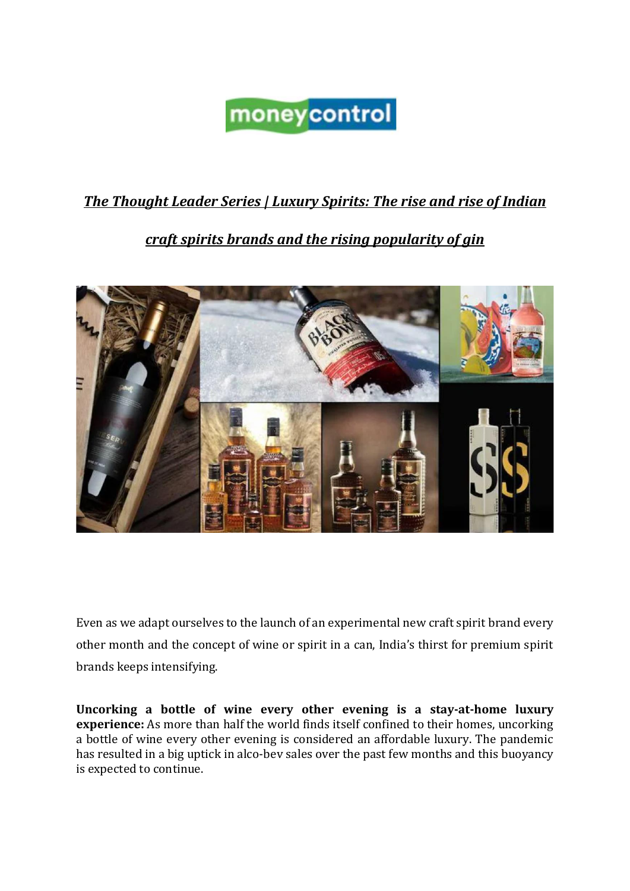moneycontrol

# *The Thought Leader Series | Luxury Spirits: The rise and rise of Indian craft spirits brands and the rising popularity of gin*

Even as we adapt ourselves to the launch of an experimental new craft spirit brand every other month and the concept of wine or spirit in a can, India's thirst for premium spirit brands keeps intensifying.

**Uncorking a bottle of wine every other evening is a stay-at-home luxury experience:** As more than half the world finds itself confined to their homes, uncorking a bottle of wine every other evening is considered an affordable luxury. The pandemic has resulted in a big uptick in alco-bev sales over the past few months and this buoyancy is expected to continue.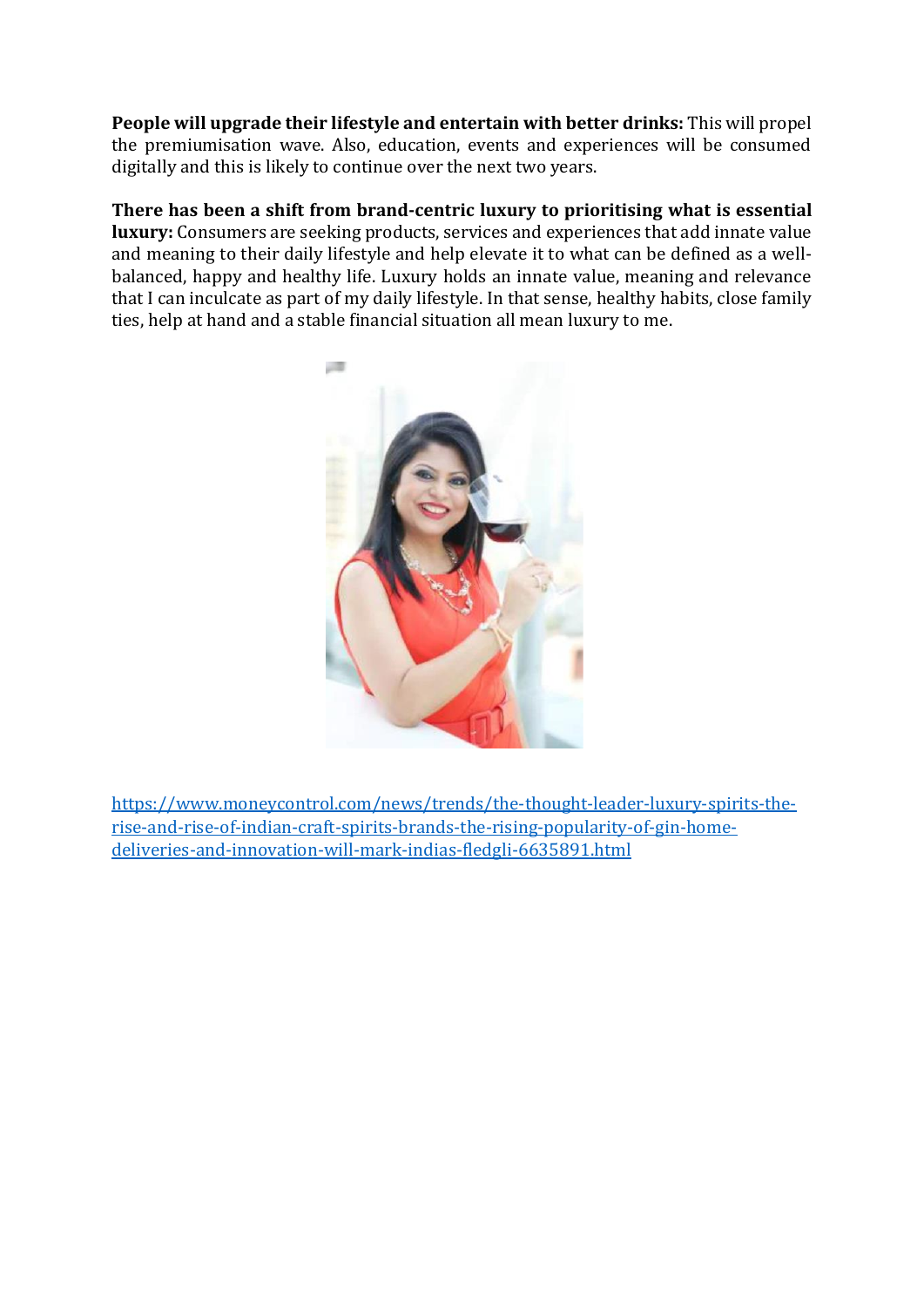**People will upgrade their lifestyle and entertain with better drinks:** This will propel the premiumisation wave. Also, education, events and experiences will be consumed digitally and this is likely to continue over the next two years.

**There has been a shift from brand-centric luxury to prioritising what is essential luxury:** Consumers are seeking products, services and experiences that add innate value and meaning to their daily lifestyle and help elevate it to what can be defined as a well-balanced, happy and healthy life. Luxury holds an innate value, meaning and relevance that I can inculcate as part of my daily lifestyle. In that sense, healthy habits, close family ties, help at hand and a stable financial situation all mean luxury to me.

[https://www.moneycontrol.com/news/trends/the-thought-leader-luxury-spirits-the-rise-and-rise-of-indian-craft-spirits-brands-the-rising-popularity-of-gin-home-deliveries-and-innovation-will-mark-indias-fledgli-6635891.html](https://www.moneycontrol.com/news/trends/the-thought-leader-luxury-spirits-the-rise-and-rise-of-indian-craft-spirits-brands-the-rising-popularity-of-gin-home-deliveries-and-innovation-will-mark-indias-fledgli-6635891.html)